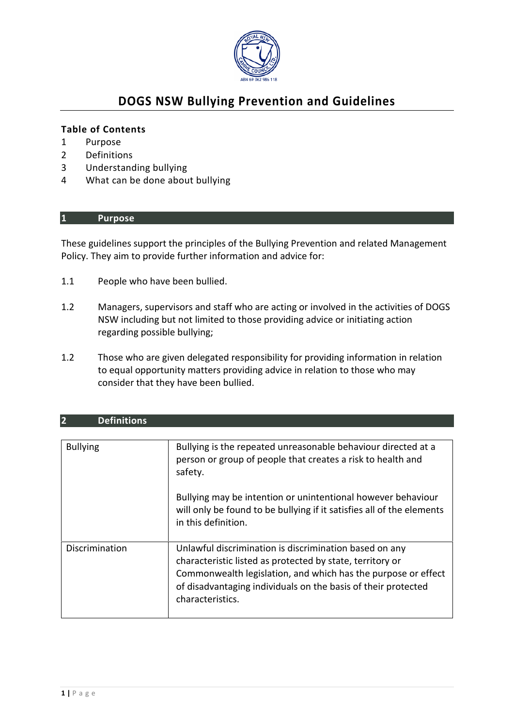# DOGS NSW Bullying Prevention and Guidelines

**Table of Contents**

1 Purpose
2 Definitions
3 Understanding bullying
4 What can be done about bullying

## 1 Purpose

These guidelines support the principles of the Bullying Prevention and related Management Policy. They aim to provide further information and advice for:

1.1 People who have been bullied.

1.2 Managers, supervisors and staff who are acting or involved in the activities of DOGS NSW including but not limited to those providing advice or initiating action regarding possible bullying;

1.2 Those who are given delegated responsibility for providing information in relation to equal opportunity matters providing advice in relation to those who may consider that they have been bullied.

## 2 Definitions

| | |
|---|---|
| Bullying | Bullying is the repeated unreasonable behaviour directed at a person or group of people that creates a risk to health and safety.<br><br>Bullying may be intention or unintentional however behaviour will only be found to be bullying if it satisfies all of the elements in this definition. |
| Discrimination | Unlawful discrimination is discrimination based on any characteristic listed as protected by state, territory or Commonwealth legislation, and which has the purpose or effect of disadvantaging individuals on the basis of their protected characteristics. |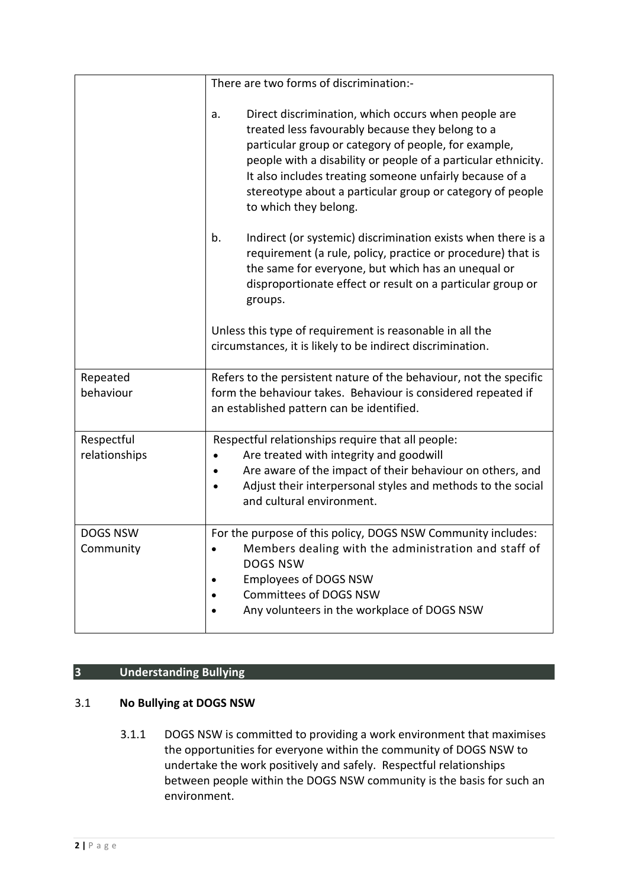| | |
|---|---|
| | There are two forms of discrimination:-<br><br>a. Direct discrimination, which occurs when people are treated less favourably because they belong to a particular group or category of people, for example, people with a disability or people of a particular ethnicity. It also includes treating someone unfairly because of a stereotype about a particular group or category of people to which they belong.<br><br>b. Indirect (or systemic) discrimination exists when there is a requirement (a rule, policy, practice or procedure) that is the same for everyone, but which has an unequal or disproportionate effect or result on a particular group or groups.<br><br>Unless this type of requirement is reasonable in all the circumstances, it is likely to be indirect discrimination. |
| Repeated behaviour | Refers to the persistent nature of the behaviour, not the specific form the behaviour takes. Behaviour is considered repeated if an established pattern can be identified. |
| Respectful relationships | Respectful relationships require that all people:<br>• Are treated with integrity and goodwill<br>• Are aware of the impact of their behaviour on others, and<br>• Adjust their interpersonal styles and methods to the social and cultural environment. |
| DOGS NSW Community | For the purpose of this policy, DOGS NSW Community includes:<br>• Members dealing with the administration and staff of DOGS NSW<br>• Employees of DOGS NSW<br>• Committees of DOGS NSW<br>• Any volunteers in the workplace of DOGS NSW |

## 3 Understanding Bullying

### 3.1 No Bullying at DOGS NSW

3.1.1 DOGS NSW is committed to providing a work environment that maximises the opportunities for everyone within the community of DOGS NSW to undertake the work positively and safely. Respectful relationships between people within the DOGS NSW community is the basis for such an environment.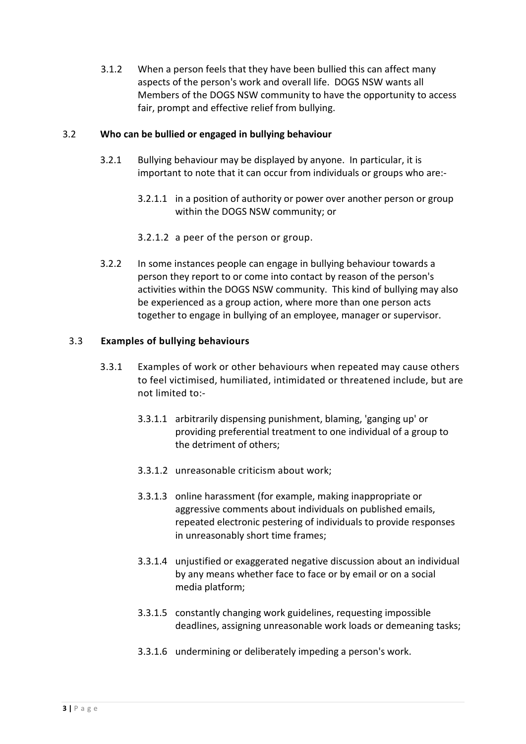3.1.2 When a person feels that they have been bullied this can affect many aspects of the person's work and overall life. DOGS NSW wants all Members of the DOGS NSW community to have the opportunity to access fair, prompt and effective relief from bullying.

### 3.2 Who can be bullied or engaged in bullying behaviour

3.2.1 Bullying behaviour may be displayed by anyone. In particular, it is important to note that it can occur from individuals or groups who are:-

3.2.1.1 in a position of authority or power over another person or group within the DOGS NSW community; or

3.2.1.2 a peer of the person or group.

3.2.2 In some instances people can engage in bullying behaviour towards a person they report to or come into contact by reason of the person's activities within the DOGS NSW community. This kind of bullying may also be experienced as a group action, where more than one person acts together to engage in bullying of an employee, manager or supervisor.

### 3.3 Examples of bullying behaviours

3.3.1 Examples of work or other behaviours when repeated may cause others to feel victimised, humiliated, intimidated or threatened include, but are not limited to:-

3.3.1.1 arbitrarily dispensing punishment, blaming, 'ganging up' or providing preferential treatment to one individual of a group to the detriment of others;

3.3.1.2 unreasonable criticism about work;

3.3.1.3 online harassment (for example, making inappropriate or aggressive comments about individuals on published emails, repeated electronic pestering of individuals to provide responses in unreasonably short time frames;

3.3.1.4 unjustified or exaggerated negative discussion about an individual by any means whether face to face or by email or on a social media platform;

3.3.1.5 constantly changing work guidelines, requesting impossible deadlines, assigning unreasonable work loads or demeaning tasks;

3.3.1.6 undermining or deliberately impeding a person's work.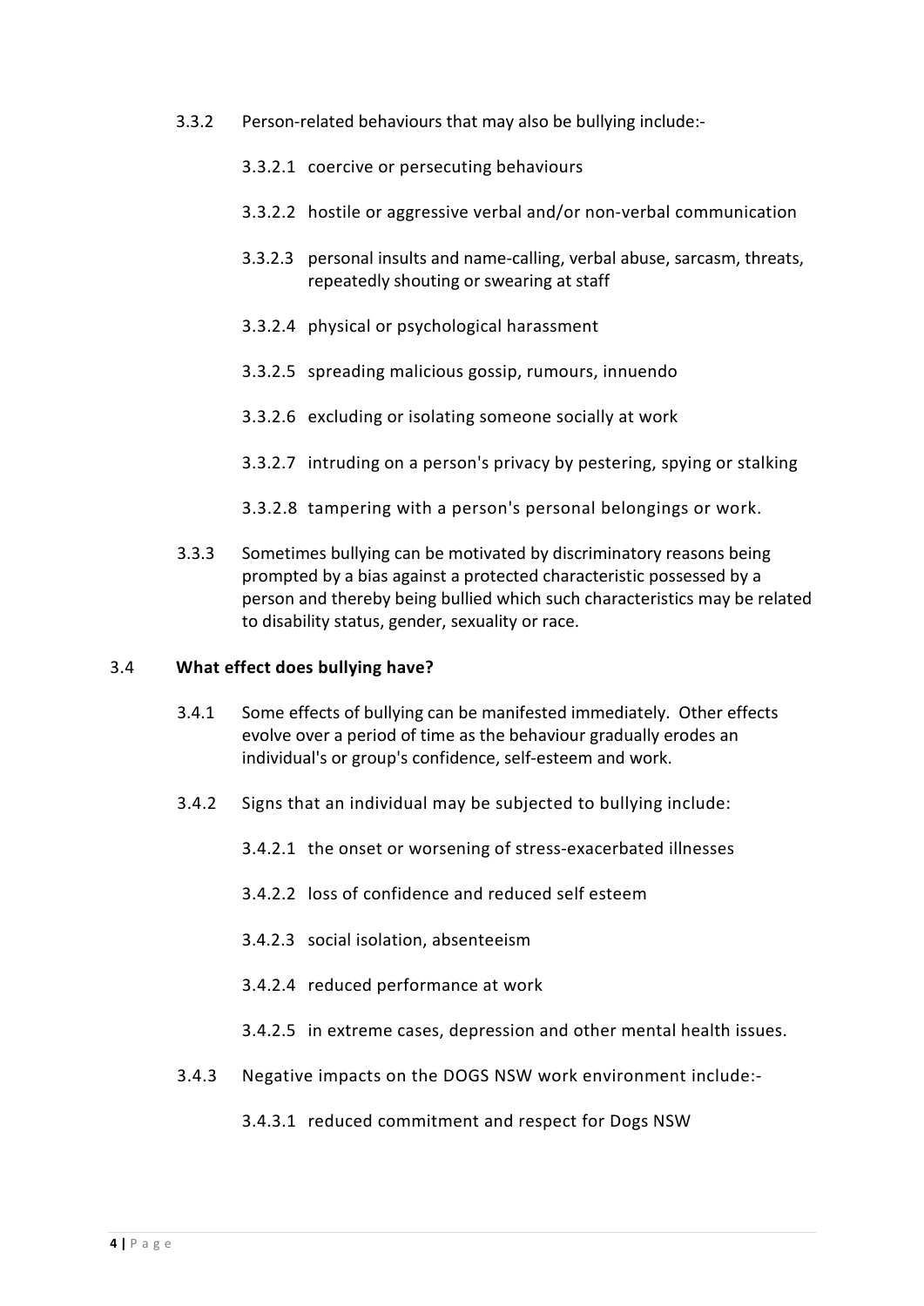3.3.2 Person-related behaviours that may also be bullying include:-

- 3.3.2.1 coercive or persecuting behaviours
- 3.3.2.2 hostile or aggressive verbal and/or non-verbal communication
- 3.3.2.3 personal insults and name-calling, verbal abuse, sarcasm, threats, repeatedly shouting or swearing at staff
- 3.3.2.4 physical or psychological harassment
- 3.3.2.5 spreading malicious gossip, rumours, innuendo
- 3.3.2.6 excluding or isolating someone socially at work
- 3.3.2.7 intruding on a person's privacy by pestering, spying or stalking
- 3.3.2.8 tampering with a person's personal belongings or work.

3.3.3 Sometimes bullying can be motivated by discriminatory reasons being prompted by a bias against a protected characteristic possessed by a person and thereby being bullied which such characteristics may be related to disability status, gender, sexuality or race.

### 3.4 What effect does bullying have?

3.4.1 Some effects of bullying can be manifested immediately. Other effects evolve over a period of time as the behaviour gradually erodes an individual's or group's confidence, self-esteem and work.

3.4.2 Signs that an individual may be subjected to bullying include:

- 3.4.2.1 the onset or worsening of stress-exacerbated illnesses
- 3.4.2.2 loss of confidence and reduced self esteem
- 3.4.2.3 social isolation, absenteeism
- 3.4.2.4 reduced performance at work
- 3.4.2.5 in extreme cases, depression and other mental health issues.

3.4.3 Negative impacts on the DOGS NSW work environment include:-

- 3.4.3.1 reduced commitment and respect for Dogs NSW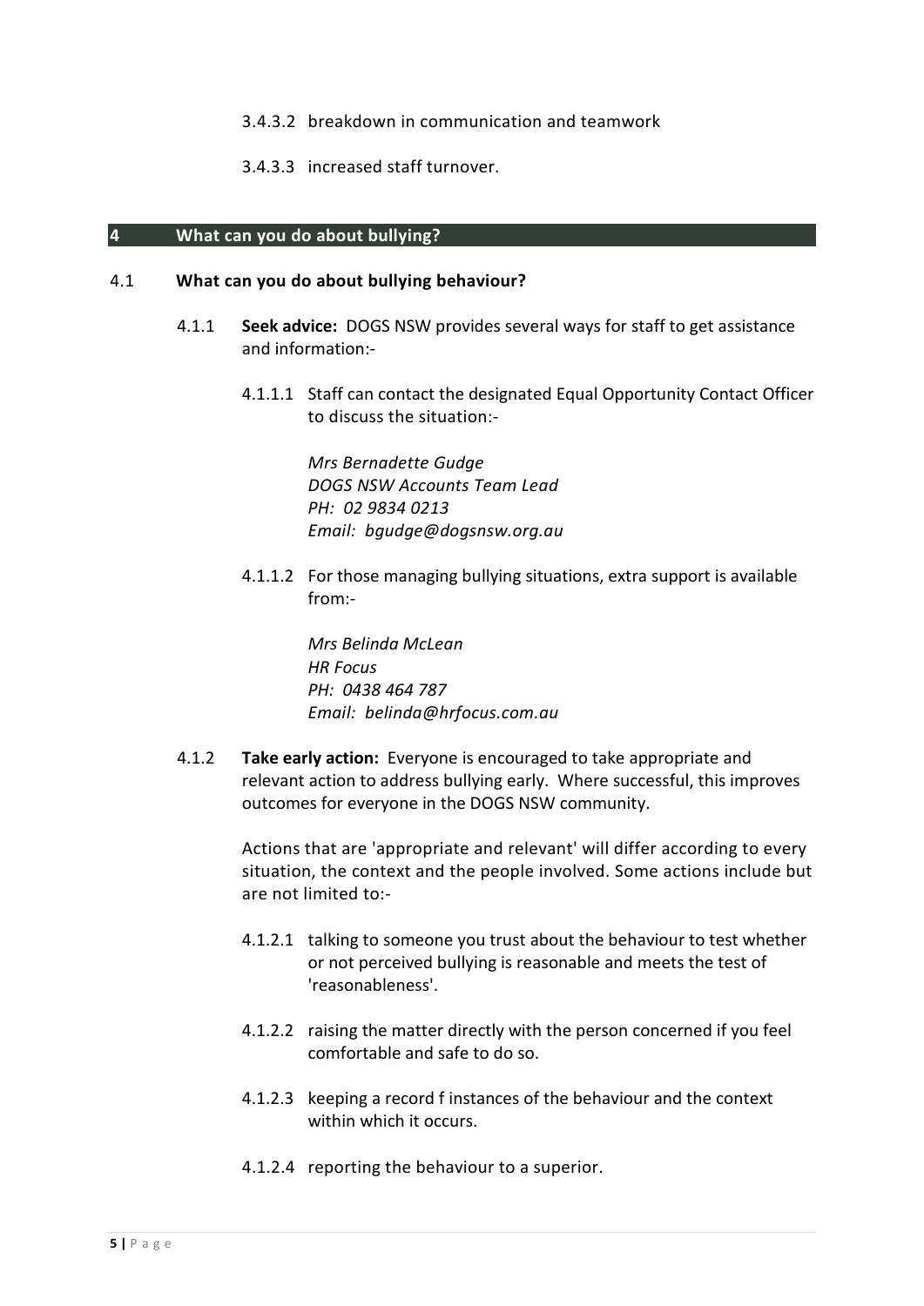3.4.3.2 breakdown in communication and teamwork

3.4.3.3 increased staff turnover.

## 4 What can you do about bullying?

### 4.1 What can you do about bullying behaviour?

4.1.1 **Seek advice:** DOGS NSW provides several ways for staff to get assistance and information:-

4.1.1.1 Staff can contact the designated Equal Opportunity Contact Officer to discuss the situation:-

*Mrs Bernadette Gudge*
*DOGS NSW Accounts Team Lead*
*PH: 02 9834 0213*
*Email: bgudge@dogsnsw.org.au*

4.1.1.2 For those managing bullying situations, extra support is available from:-

*Mrs Belinda McLean*
*HR Focus*
*PH: 0438 464 787*
*Email: belinda@hrfocus.com.au*

4.1.2 **Take early action:** Everyone is encouraged to take appropriate and relevant action to address bullying early. Where successful, this improves outcomes for everyone in the DOGS NSW community.

Actions that are 'appropriate and relevant' will differ according to every situation, the context and the people involved. Some actions include but are not limited to:-

4.1.2.1 talking to someone you trust about the behaviour to test whether or not perceived bullying is reasonable and meets the test of 'reasonableness'.

4.1.2.2 raising the matter directly with the person concerned if you feel comfortable and safe to do so.

4.1.2.3 keeping a record f instances of the behaviour and the context within which it occurs.

4.1.2.4 reporting the behaviour to a superior.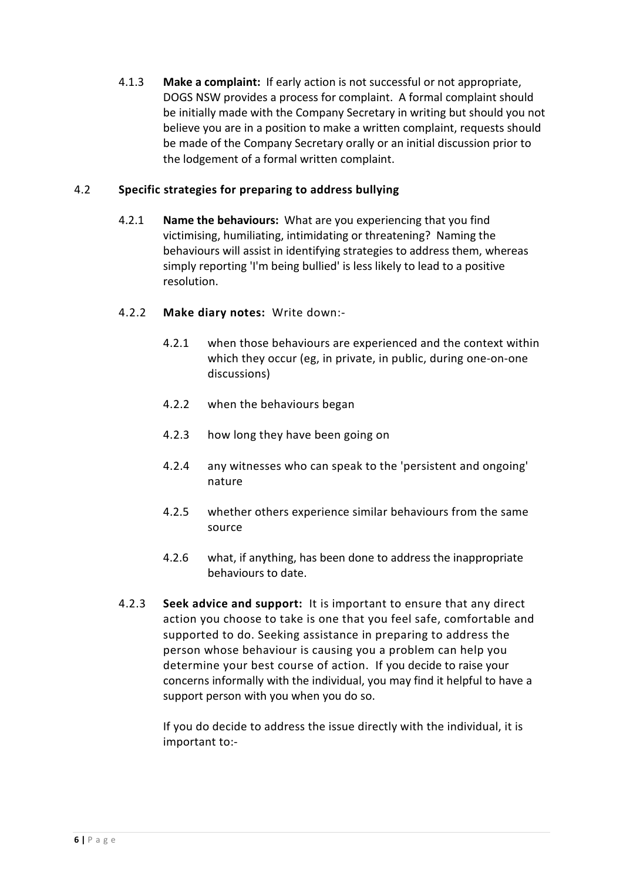4.1.3 **Make a complaint:** If early action is not successful or not appropriate, DOGS NSW provides a process for complaint. A formal complaint should be initially made with the Company Secretary in writing but should you not believe you are in a position to make a written complaint, requests should be made of the Company Secretary orally or an initial discussion prior to the lodgement of a formal written complaint.

4.2 **Specific strategies for preparing to address bullying**

4.2.1 **Name the behaviours:** What are you experiencing that you find victimising, humiliating, intimidating or threatening? Naming the behaviours will assist in identifying strategies to address them, whereas simply reporting 'I'm being bullied' is less likely to lead to a positive resolution.

4.2.2 **Make diary notes:** Write down:-

4.2.1 when those behaviours are experienced and the context within which they occur (eg, in private, in public, during one-on-one discussions)

4.2.2 when the behaviours began

4.2.3 how long they have been going on

4.2.4 any witnesses who can speak to the 'persistent and ongoing' nature

4.2.5 whether others experience similar behaviours from the same source

4.2.6 what, if anything, has been done to address the inappropriate behaviours to date.

4.2.3 **Seek advice and support:** It is important to ensure that any direct action you choose to take is one that you feel safe, comfortable and supported to do. Seeking assistance in preparing to address the person whose behaviour is causing you a problem can help you determine your best course of action. If you decide to raise your concerns informally with the individual, you may find it helpful to have a support person with you when you do so.

If you do decide to address the issue directly with the individual, it is important to:-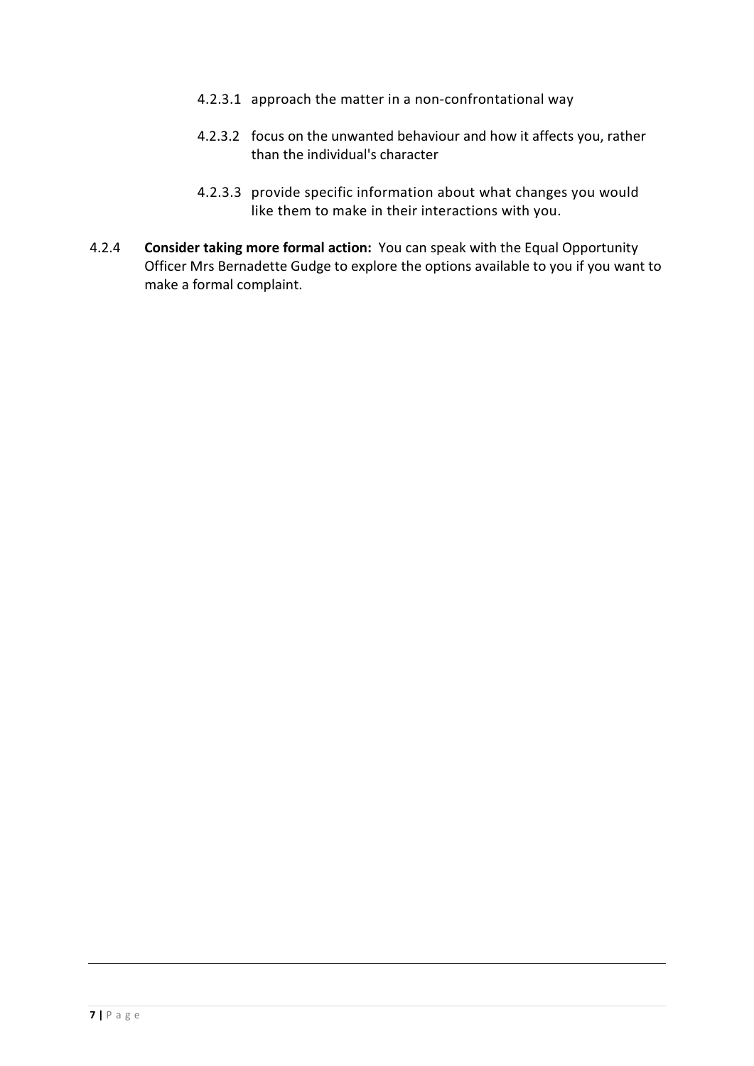4.2.3.1 approach the matter in a non-confrontational way

4.2.3.2 focus on the unwanted behaviour and how it affects you, rather than the individual's character

4.2.3.3 provide specific information about what changes you would like them to make in their interactions with you.

4.2.4 **Consider taking more formal action:** You can speak with the Equal Opportunity Officer Mrs Bernadette Gudge to explore the options available to you if you want to make a formal complaint.